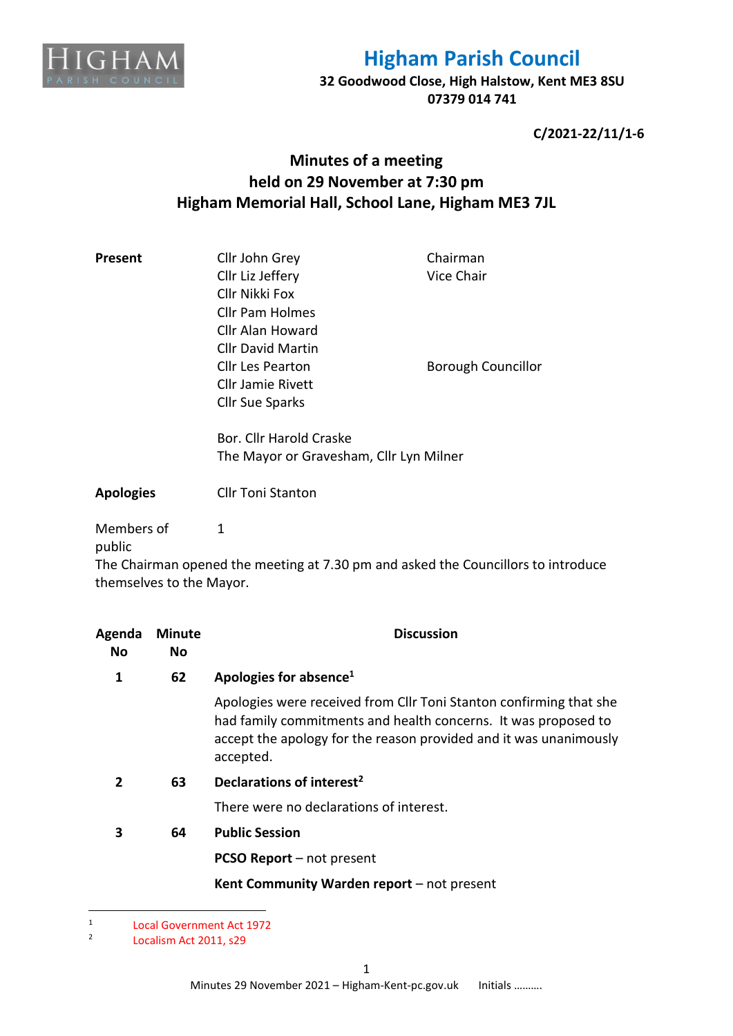# Higham Parish Council

**32 Goodwood Close, High Halstow, Kent ME3 8SU**
**07379 014 741**

**C/2021-22/11/1-6**

## Minutes of a meeting held on 29 November at 7:30 pm Higham Memorial Hall, School Lane, Higham ME3 7JL

| | | |
|---|---|---|
| **Present** | Cllr John Grey | Chairman |
| | Cllr Liz Jeffery | Vice Chair |
| | Cllr Nikki Fox | |
| | Cllr Pam Holmes | |
| | Cllr Alan Howard | |
| | Cllr David Martin | |
| | Cllr Les Pearton | Borough Councillor |
| | Cllr Jamie Rivett | |
| | Cllr Sue Sparks | |
| | Bor. Cllr Harold Craske | |
| | The Mayor or Gravesham, Cllr Lyn Milner | |
| **Apologies** | Cllr Toni Stanton | |
| Members of public | 1 | |

The Chairman opened the meeting at 7.30 pm and asked the Councillors to introduce themselves to the Mayor.

| Agenda No | Minute No | Discussion |
|---|---|---|
| 1 | 62 | **Apologies for absence**[1] |
| | | Apologies were received from Cllr Toni Stanton confirming that she had family commitments and health concerns. It was proposed to accept the apology for the reason provided and it was unanimously accepted. |
| 2 | 63 | **Declarations of interest**[2] |
| | | There were no declarations of interest. |
| 3 | 64 | **Public Session** |
| | | **PCSO Report** – not present |
| | | **Kent Community Warden report** – not present |

---

[1] Local Government Act 1972
[2] Localism Act 2011, s29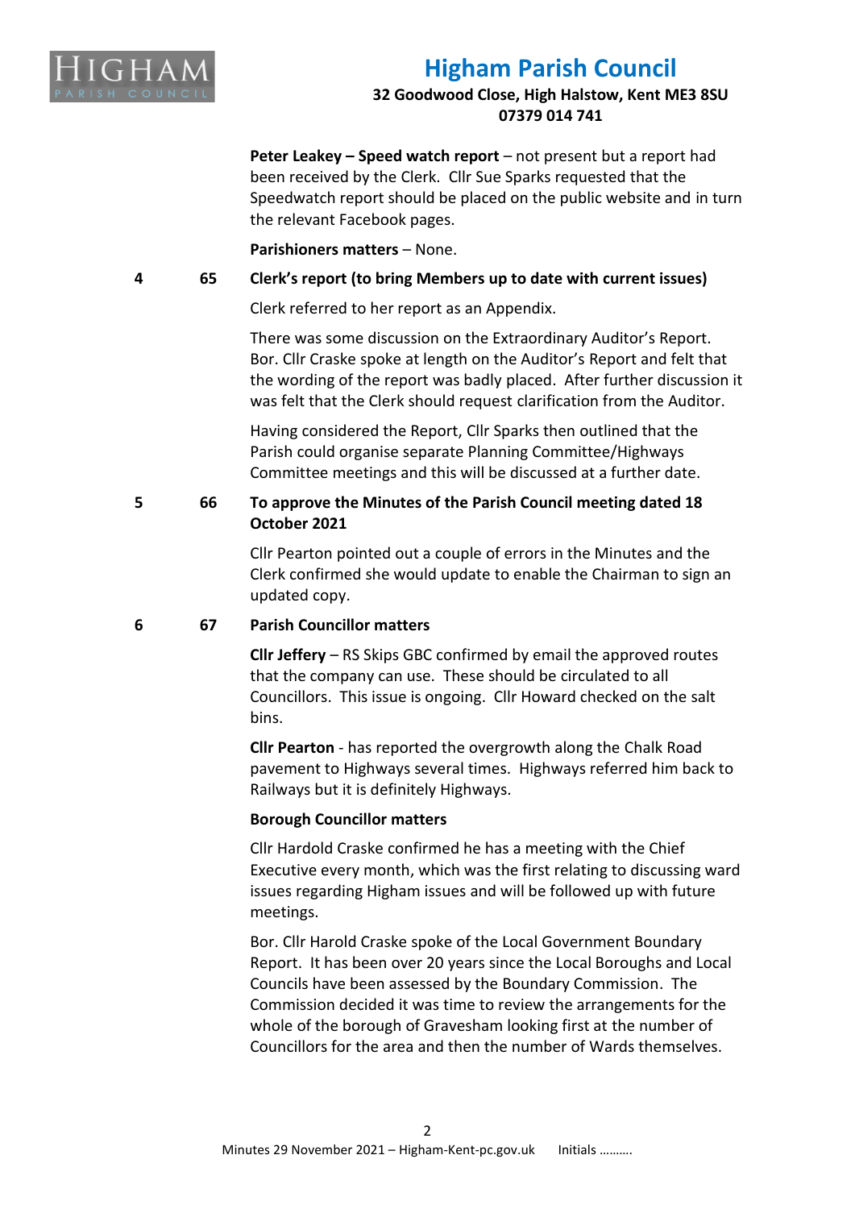**Peter Leakey – Speed watch report** – not present but a report had been received by the Clerk. Cllr Sue Sparks requested that the Speedwatch report should be placed on the public website and in turn the relevant Facebook pages.

**Parishioners matters** – None.

**4 65 Clerk's report (to bring Members up to date with current issues)**

Clerk referred to her report as an Appendix.

There was some discussion on the Extraordinary Auditor's Report. Bor. Cllr Craske spoke at length on the Auditor's Report and felt that the wording of the report was badly placed. After further discussion it was felt that the Clerk should request clarification from the Auditor.

Having considered the Report, Cllr Sparks then outlined that the Parish could organise separate Planning Committee/Highways Committee meetings and this will be discussed at a further date.

**5 66 To approve the Minutes of the Parish Council meeting dated 18 October 2021**

Cllr Pearton pointed out a couple of errors in the Minutes and the Clerk confirmed she would update to enable the Chairman to sign an updated copy.

**6 67 Parish Councillor matters**

**Cllr Jeffery** – RS Skips GBC confirmed by email the approved routes that the company can use. These should be circulated to all Councillors. This issue is ongoing. Cllr Howard checked on the salt bins.

**Cllr Pearton** - has reported the overgrowth along the Chalk Road pavement to Highways several times. Highways referred him back to Railways but it is definitely Highways.

**Borough Councillor matters**

Cllr Hardold Craske confirmed he has a meeting with the Chief Executive every month, which was the first relating to discussing ward issues regarding Higham issues and will be followed up with future meetings.

Bor. Cllr Harold Craske spoke of the Local Government Boundary Report. It has been over 20 years since the Local Boroughs and Local Councils have been assessed by the Boundary Commission. The Commission decided it was time to review the arrangements for the whole of the borough of Gravesham looking first at the number of Councillors for the area and then the number of Wards themselves.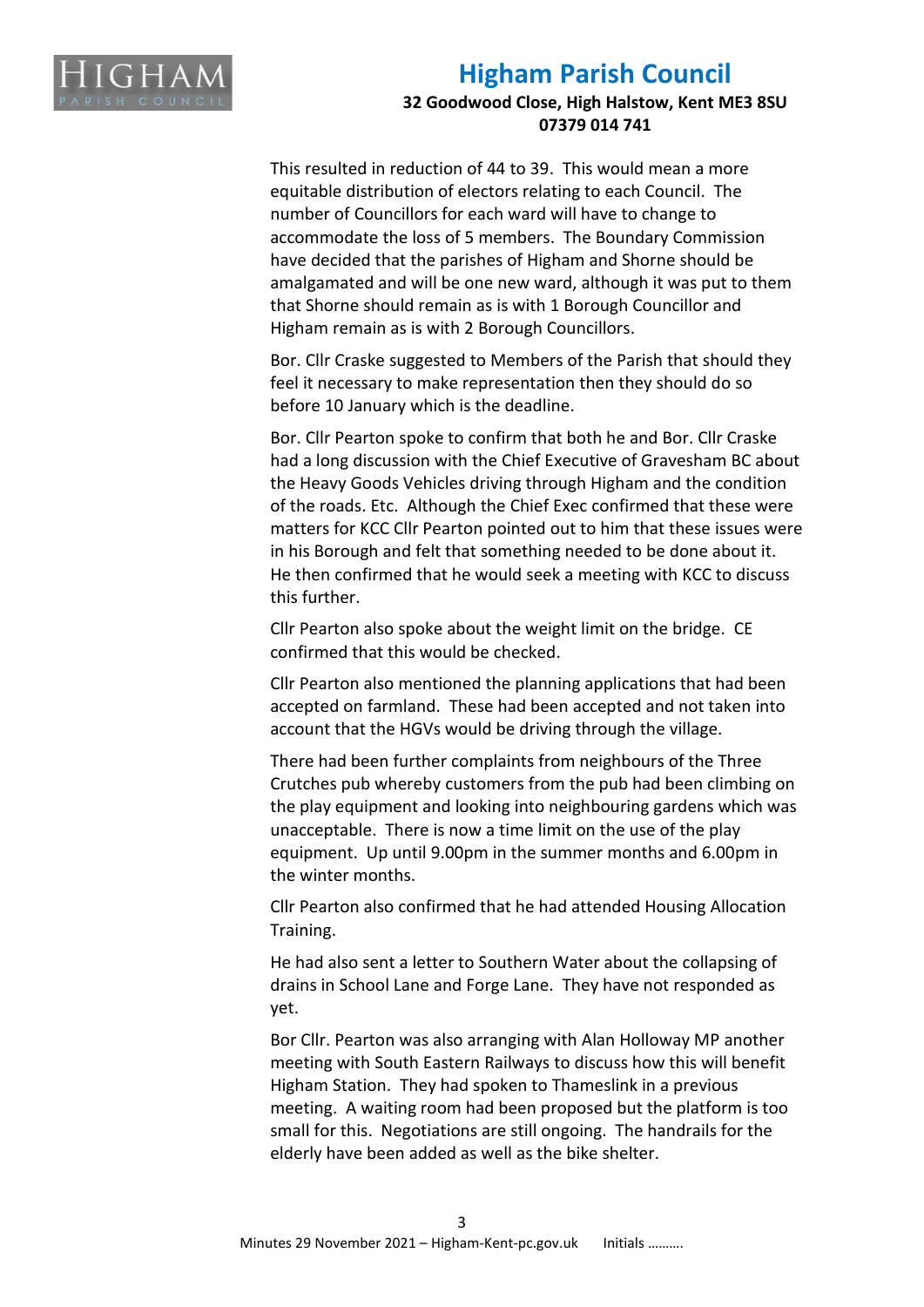This resulted in reduction of 44 to 39. This would mean a more equitable distribution of electors relating to each Council. The number of Councillors for each ward will have to change to accommodate the loss of 5 members. The Boundary Commission have decided that the parishes of Higham and Shorne should be amalgamated and will be one new ward, although it was put to them that Shorne should remain as is with 1 Borough Councillor and Higham remain as is with 2 Borough Councillors.

Bor. Cllr Craske suggested to Members of the Parish that should they feel it necessary to make representation then they should do so before 10 January which is the deadline.

Bor. Cllr Pearton spoke to confirm that both he and Bor. Cllr Craske had a long discussion with the Chief Executive of Gravesham BC about the Heavy Goods Vehicles driving through Higham and the condition of the roads. Etc. Although the Chief Exec confirmed that these were matters for KCC Cllr Pearton pointed out to him that these issues were in his Borough and felt that something needed to be done about it. He then confirmed that he would seek a meeting with KCC to discuss this further.

Cllr Pearton also spoke about the weight limit on the bridge. CE confirmed that this would be checked.

Cllr Pearton also mentioned the planning applications that had been accepted on farmland. These had been accepted and not taken into account that the HGVs would be driving through the village.

There had been further complaints from neighbours of the Three Crutches pub whereby customers from the pub had been climbing on the play equipment and looking into neighbouring gardens which was unacceptable. There is now a time limit on the use of the play equipment. Up until 9.00pm in the summer months and 6.00pm in the winter months.

Cllr Pearton also confirmed that he had attended Housing Allocation Training.

He had also sent a letter to Southern Water about the collapsing of drains in School Lane and Forge Lane. They have not responded as yet.

Bor Cllr. Pearton was also arranging with Alan Holloway MP another meeting with South Eastern Railways to discuss how this will benefit Higham Station. They had spoken to Thameslink in a previous meeting. A waiting room had been proposed but the platform is too small for this. Negotiations are still ongoing. The handrails for the elderly have been added as well as the bike shelter.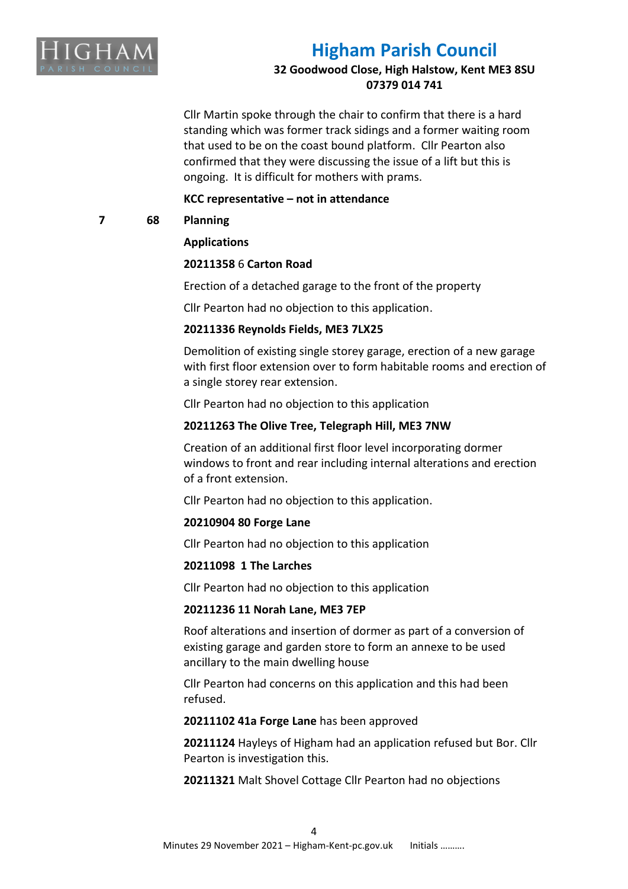Cllr Martin spoke through the chair to confirm that there is a hard standing which was former track sidings and a former waiting room that used to be on the coast bound platform. Cllr Pearton also confirmed that they were discussing the issue of a lift but this is ongoing. It is difficult for mothers with prams.

**KCC representative – not in attendance**

**7 68 Planning**

**Applications**

**20211358** 6 **Carton Road**

Erection of a detached garage to the front of the property

Cllr Pearton had no objection to this application.

**20211336 Reynolds Fields, ME3 7LX25**

Demolition of existing single storey garage, erection of a new garage with first floor extension over to form habitable rooms and erection of a single storey rear extension.

Cllr Pearton had no objection to this application

**20211263 The Olive Tree, Telegraph Hill, ME3 7NW**

Creation of an additional first floor level incorporating dormer windows to front and rear including internal alterations and erection of a front extension.

Cllr Pearton had no objection to this application.

**20210904 80 Forge Lane**

Cllr Pearton had no objection to this application

**20211098 1 The Larches**

Cllr Pearton had no objection to this application

**20211236 11 Norah Lane, ME3 7EP**

Roof alterations and insertion of dormer as part of a conversion of existing garage and garden store to form an annexe to be used ancillary to the main dwelling house

Cllr Pearton had concerns on this application and this had been refused.

**20211102 41a Forge Lane** has been approved

**20211124** Hayleys of Higham had an application refused but Bor. Cllr Pearton is investigation this.

**20211321** Malt Shovel Cottage Cllr Pearton had no objections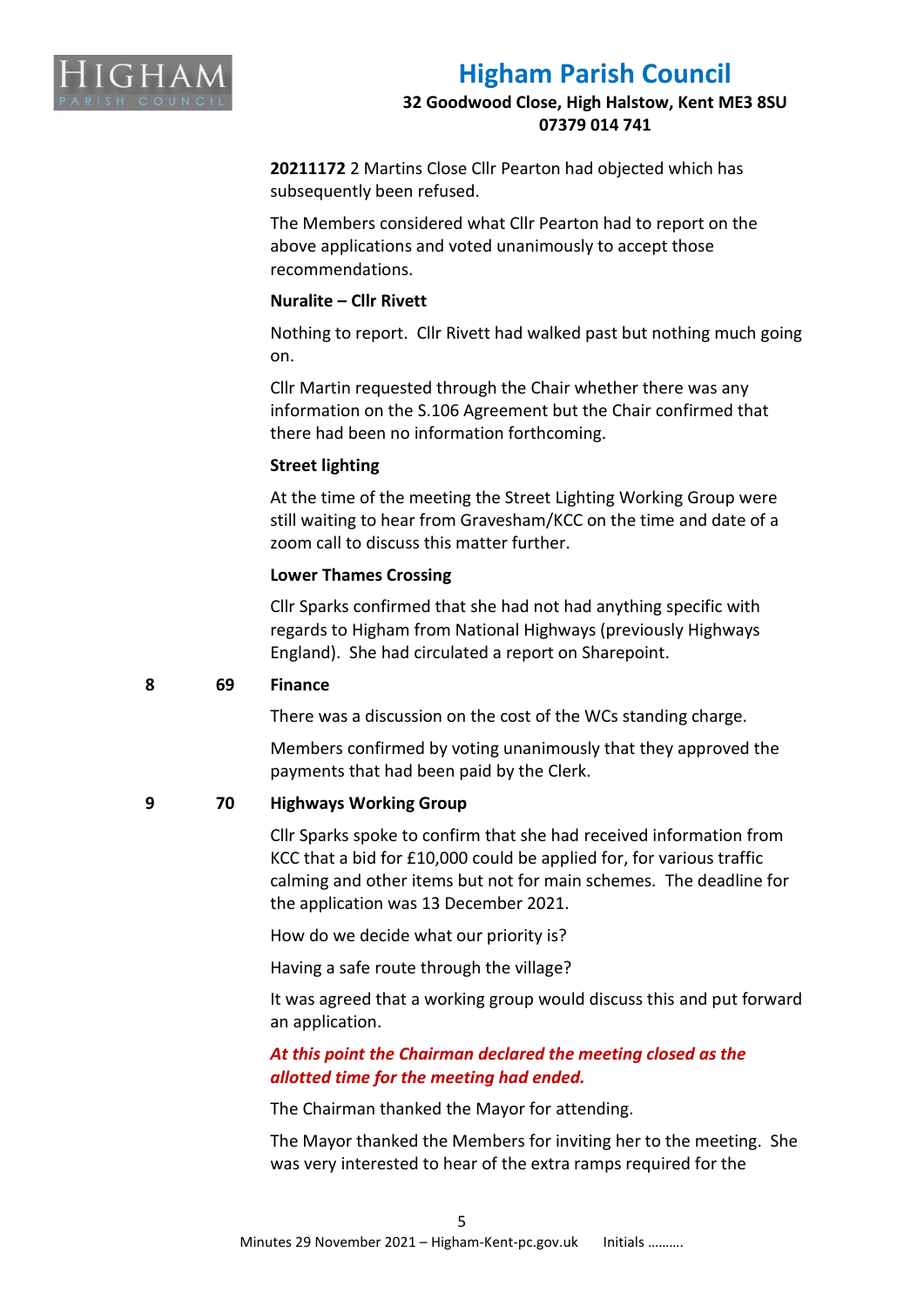**20211172** 2 Martins Close Cllr Pearton had objected which has subsequently been refused.

The Members considered what Cllr Pearton had to report on the above applications and voted unanimously to accept those recommendations.

**Nuralite – Cllr Rivett**

Nothing to report. Cllr Rivett had walked past but nothing much going on.

Cllr Martin requested through the Chair whether there was any information on the S.106 Agreement but the Chair confirmed that there had been no information forthcoming.

**Street lighting**

At the time of the meeting the Street Lighting Working Group were still waiting to hear from Gravesham/KCC on the time and date of a zoom call to discuss this matter further.

**Lower Thames Crossing**

Cllr Sparks confirmed that she had not had anything specific with regards to Higham from National Highways (previously Highways England). She had circulated a report on Sharepoint.

**8 69 Finance**

There was a discussion on the cost of the WCs standing charge.

Members confirmed by voting unanimously that they approved the payments that had been paid by the Clerk.

**9 70 Highways Working Group**

Cllr Sparks spoke to confirm that she had received information from KCC that a bid for £10,000 could be applied for, for various traffic calming and other items but not for main schemes. The deadline for the application was 13 December 2021.

How do we decide what our priority is?

Having a safe route through the village?

It was agreed that a working group would discuss this and put forward an application.

***At this point the Chairman declared the meeting closed as the allotted time for the meeting had ended.***

The Chairman thanked the Mayor for attending.

The Mayor thanked the Members for inviting her to the meeting. She was very interested to hear of the extra ramps required for the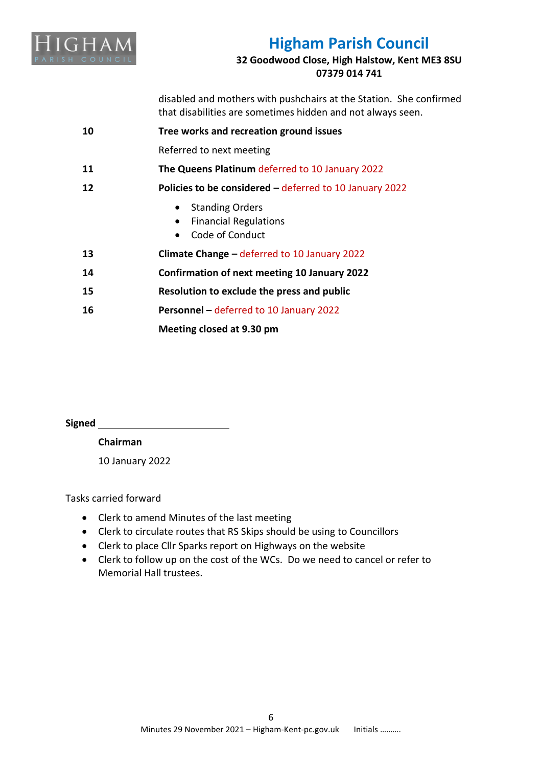disabled and mothers with pushchairs at the Station. She confirmed that disabilities are sometimes hidden and not always seen.

**10** **Tree works and recreation ground issues**

Referred to next meeting

**11** **The Queens Platinum** deferred to 10 January 2022

**12** **Policies to be considered –** deferred to 10 January 2022

- Standing Orders
- Financial Regulations
- Code of Conduct

**13** **Climate Change –** deferred to 10 January 2022

**14** **Confirmation of next meeting 10 January 2022**

**15** **Resolution to exclude the press and public**

**16** **Personnel –** deferred to 10 January 2022

**Meeting closed at 9.30 pm**

**Signed** ________________________

**Chairman**

10 January 2022

Tasks carried forward

- Clerk to amend Minutes of the last meeting
- Clerk to circulate routes that RS Skips should be using to Councillors
- Clerk to place Cllr Sparks report on Highways on the website
- Clerk to follow up on the cost of the WCs. Do we need to cancel or refer to Memorial Hall trustees.